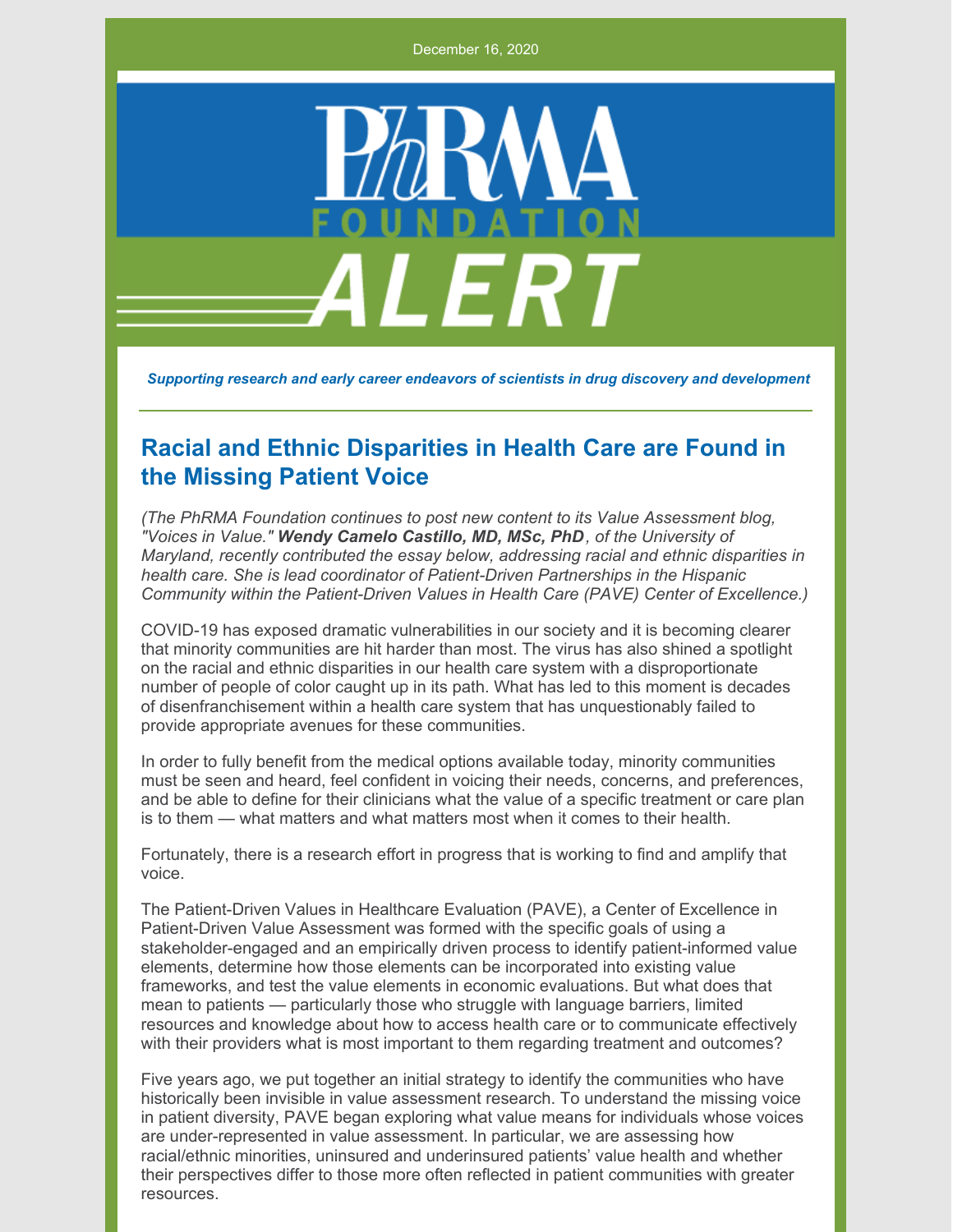December 16, 2020

PhRMA FOUNDATION ALERT

*Supporting research and early career endeavors of scientists in drug discovery and development*

## Racial and Ethnic Disparities in Health Care are Found in the Missing Patient Voice

*(The PhRMA Foundation continues to post new content to its Value Assessment blog, "Voices in Value." **Wendy Camelo Castillo, MD, MSc, PhD**, of the University of Maryland, recently contributed the essay below, addressing racial and ethnic disparities in health care. She is lead coordinator of Patient-Driven Partnerships in the Hispanic Community within the Patient-Driven Values in Health Care (PAVE) Center of Excellence.)*

COVID-19 has exposed dramatic vulnerabilities in our society and it is becoming clearer that minority communities are hit harder than most. The virus has also shined a spotlight on the racial and ethnic disparities in our health care system with a disproportionate number of people of color caught up in its path. What has led to this moment is decades of disenfranchisement within a health care system that has unquestionably failed to provide appropriate avenues for these communities.

In order to fully benefit from the medical options available today, minority communities must be seen and heard, feel confident in voicing their needs, concerns, and preferences, and be able to define for their clinicians what the value of a specific treatment or care plan is to them — what matters and what matters most when it comes to their health.

Fortunately, there is a research effort in progress that is working to find and amplify that voice.

The Patient-Driven Values in Healthcare Evaluation (PAVE), a Center of Excellence in Patient-Driven Value Assessment was formed with the specific goals of using a stakeholder-engaged and an empirically driven process to identify patient-informed value elements, determine how those elements can be incorporated into existing value frameworks, and test the value elements in economic evaluations. But what does that mean to patients — particularly those who struggle with language barriers, limited resources and knowledge about how to access health care or to communicate effectively with their providers what is most important to them regarding treatment and outcomes?

Five years ago, we put together an initial strategy to identify the communities who have historically been invisible in value assessment research. To understand the missing voice in patient diversity, PAVE began exploring what value means for individuals whose voices are under-represented in value assessment. In particular, we are assessing how racial/ethnic minorities, uninsured and underinsured patients' value health and whether their perspectives differ to those more often reflected in patient communities with greater resources.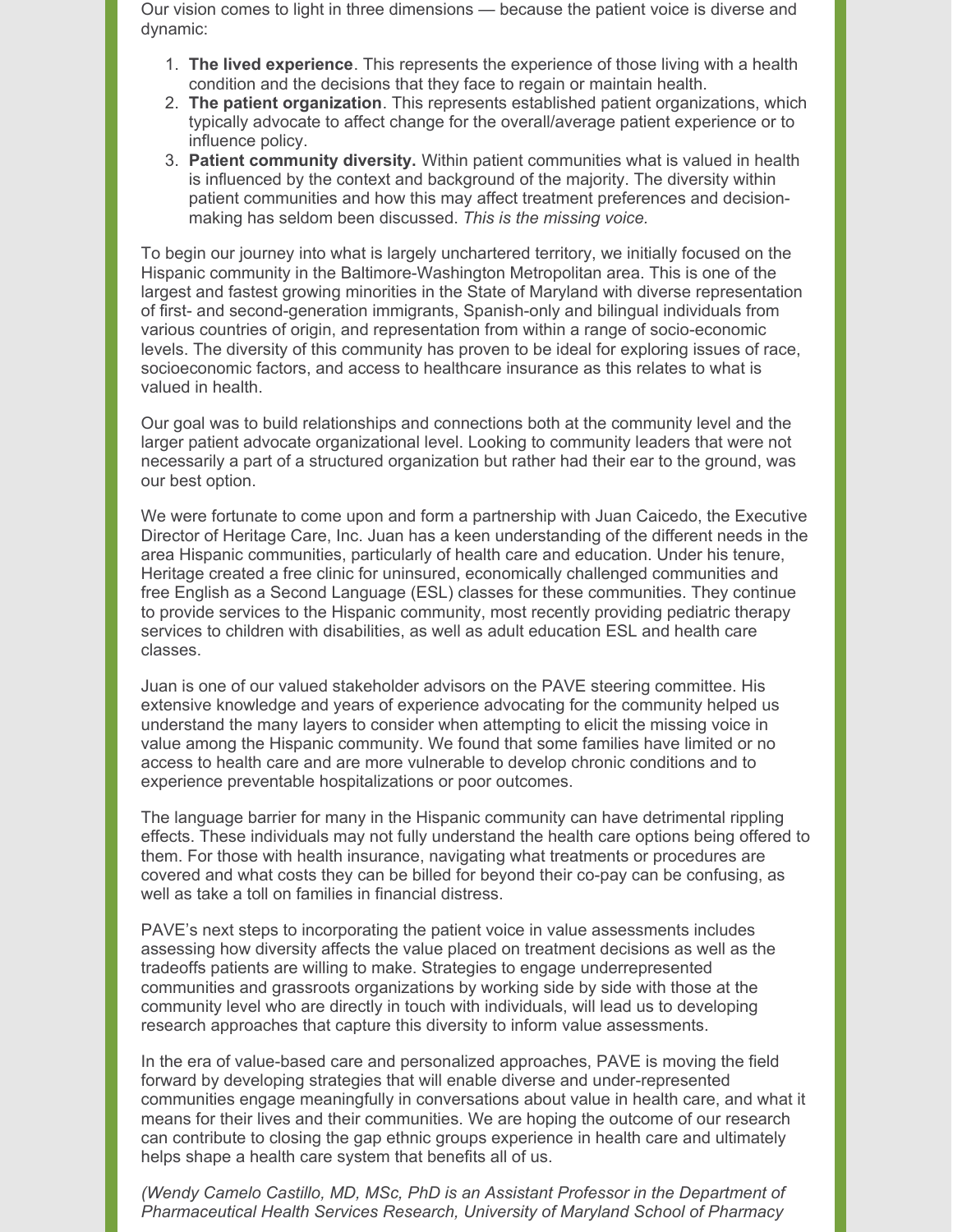Our vision comes to light in three dimensions — because the patient voice is diverse and dynamic:

1. **The lived experience**. This represents the experience of those living with a health condition and the decisions that they face to regain or maintain health.
2. **The patient organization**. This represents established patient organizations, which typically advocate to affect change for the overall/average patient experience or to influence policy.
3. **Patient community diversity.** Within patient communities what is valued in health is influenced by the context and background of the majority. The diversity within patient communities and how this may affect treatment preferences and decision-making has seldom been discussed. *This is the missing voice.*

To begin our journey into what is largely unchartered territory, we initially focused on the Hispanic community in the Baltimore-Washington Metropolitan area. This is one of the largest and fastest growing minorities in the State of Maryland with diverse representation of first- and second-generation immigrants, Spanish-only and bilingual individuals from various countries of origin, and representation from within a range of socio-economic levels. The diversity of this community has proven to be ideal for exploring issues of race, socioeconomic factors, and access to healthcare insurance as this relates to what is valued in health.

Our goal was to build relationships and connections both at the community level and the larger patient advocate organizational level. Looking to community leaders that were not necessarily a part of a structured organization but rather had their ear to the ground, was our best option.

We were fortunate to come upon and form a partnership with Juan Caicedo, the Executive Director of Heritage Care, Inc. Juan has a keen understanding of the different needs in the area Hispanic communities, particularly of health care and education. Under his tenure, Heritage created a free clinic for uninsured, economically challenged communities and free English as a Second Language (ESL) classes for these communities. They continue to provide services to the Hispanic community, most recently providing pediatric therapy services to children with disabilities, as well as adult education ESL and health care classes.

Juan is one of our valued stakeholder advisors on the PAVE steering committee. His extensive knowledge and years of experience advocating for the community helped us understand the many layers to consider when attempting to elicit the missing voice in value among the Hispanic community. We found that some families have limited or no access to health care and are more vulnerable to develop chronic conditions and to experience preventable hospitalizations or poor outcomes.

The language barrier for many in the Hispanic community can have detrimental rippling effects. These individuals may not fully understand the health care options being offered to them. For those with health insurance, navigating what treatments or procedures are covered and what costs they can be billed for beyond their co-pay can be confusing, as well as take a toll on families in financial distress.

PAVE's next steps to incorporating the patient voice in value assessments includes assessing how diversity affects the value placed on treatment decisions as well as the tradeoffs patients are willing to make. Strategies to engage underrepresented communities and grassroots organizations by working side by side with those at the community level who are directly in touch with individuals, will lead us to developing research approaches that capture this diversity to inform value assessments.

In the era of value-based care and personalized approaches, PAVE is moving the field forward by developing strategies that will enable diverse and under-represented communities engage meaningfully in conversations about value in health care, and what it means for their lives and their communities. We are hoping the outcome of our research can contribute to closing the gap ethnic groups experience in health care and ultimately helps shape a health care system that benefits all of us.

*(Wendy Camelo Castillo, MD, MSc, PhD is an Assistant Professor in the Department of Pharmaceutical Health Services Research, University of Maryland School of Pharmacy*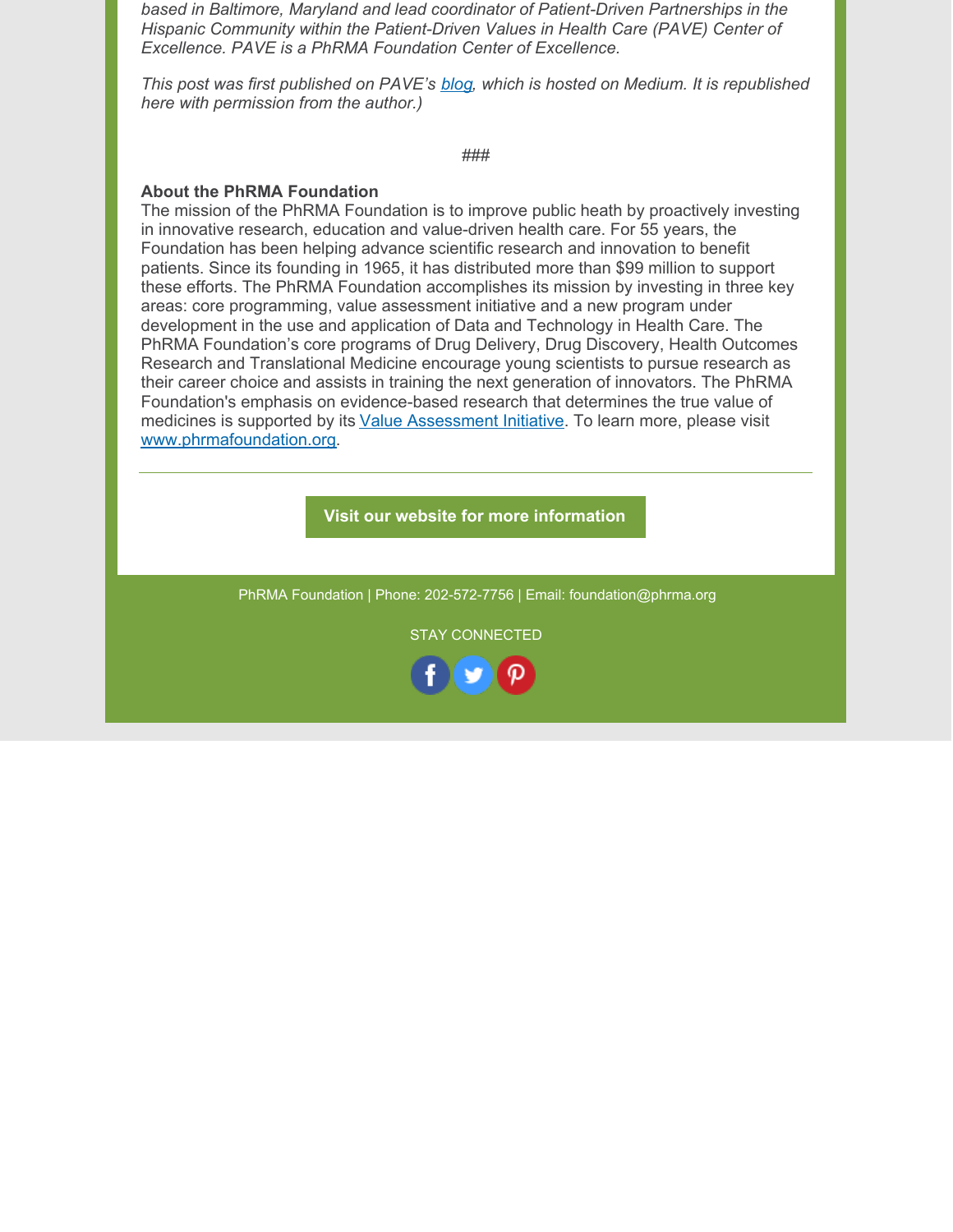*based in Baltimore, Maryland and lead coordinator of Patient-Driven Partnerships in the Hispanic Community within the Patient-Driven Values in Health Care (PAVE) Center of Excellence. PAVE is a PhRMA Foundation Center of Excellence.*

*This post was first published on PAVE's blog, which is hosted on Medium. It is republished here with permission from the author.)*

###

**About the PhRMA Foundation**
The mission of the PhRMA Foundation is to improve public heath by proactively investing in innovative research, education and value-driven health care. For 55 years, the Foundation has been helping advance scientific research and innovation to benefit patients. Since its founding in 1965, it has distributed more than $99 million to support these efforts. The PhRMA Foundation accomplishes its mission by investing in three key areas: core programming, value assessment initiative and a new program under development in the use and application of Data and Technology in Health Care. The PhRMA Foundation's core programs of Drug Delivery, Drug Discovery, Health Outcomes Research and Translational Medicine encourage young scientists to pursue research as their career choice and assists in training the next generation of innovators. The PhRMA Foundation's emphasis on evidence-based research that determines the true value of medicines is supported by its Value Assessment Initiative. To learn more, please visit www.phrmafoundation.org.

---

**Visit our website for more information**

PhRMA Foundation | Phone: 202-572-7756 | Email: foundation@phrma.org

STAY CONNECTED